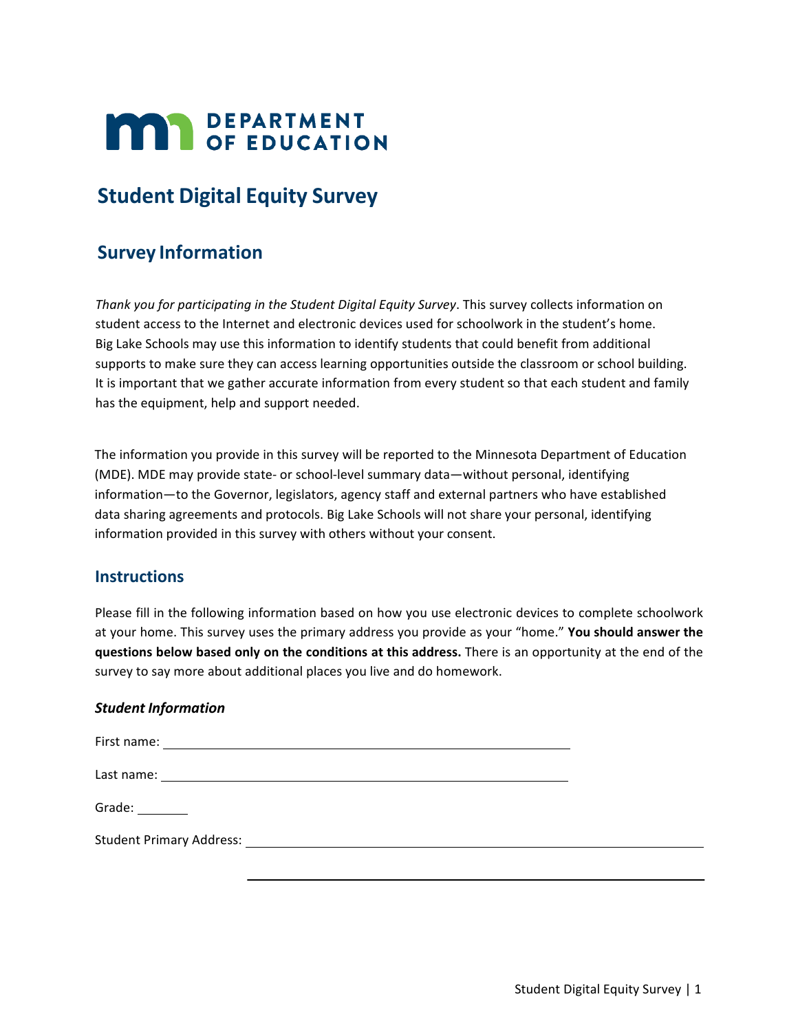MN DEPARTMENT OF EDUCATION

# Student Digital Equity Survey

## Survey Information

*Thank you for participating in the Student Digital Equity Survey*. This survey collects information on student access to the Internet and electronic devices used for schoolwork in the student's home. Big Lake Schools may use this information to identify students that could benefit from additional supports to make sure they can access learning opportunities outside the classroom or school building. It is important that we gather accurate information from every student so that each student and family has the equipment, help and support needed.

The information you provide in this survey will be reported to the Minnesota Department of Education (MDE). MDE may provide state- or school-level summary data—without personal, identifying information—to the Governor, legislators, agency staff and external partners who have established data sharing agreements and protocols. Big Lake Schools will not share your personal, identifying information provided in this survey with others without your consent.

### Instructions

Please fill in the following information based on how you use electronic devices to complete schoolwork at your home. This survey uses the primary address you provide as your "home." **You should answer the questions below based only on the conditions at this address.** There is an opportunity at the end of the survey to say more about additional places you live and do homework.

#### *Student Information*

First name: ______________________________

Last name: ______________________________

Grade: ________

Student Primary Address: ______________________________

______________________________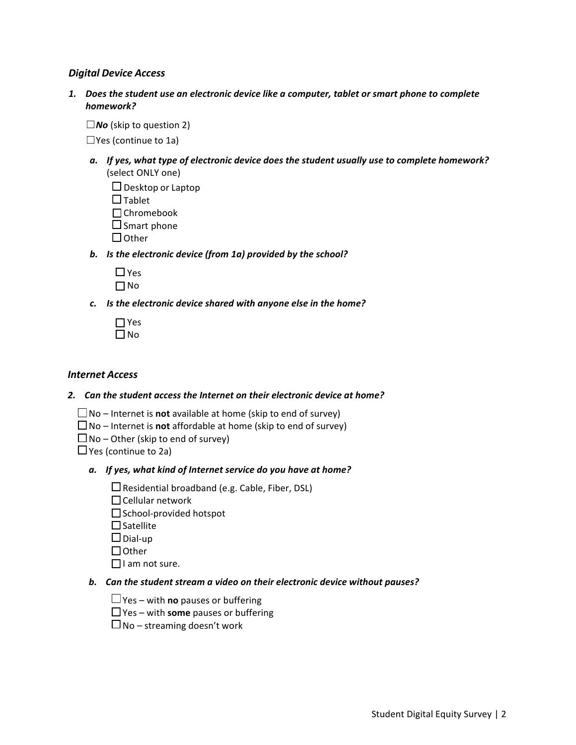### *Digital Device Access*

***1. Does the student use an electronic device like a computer, tablet or smart phone to complete homework?***

☐***No*** (skip to question 2)

☐Yes (continue to 1a)

***a. If yes, what type of electronic device does the student usually use to complete homework?*** (select ONLY one)

☐ Desktop or Laptop
☐ Tablet
☐ Chromebook
☐ Smart phone
☐ Other

***b. Is the electronic device (from 1a) provided by the school?***

☐ Yes
☐ No

***c. Is the electronic device shared with anyone else in the home?***

☐ Yes
☐ No

### *Internet Access*

***2. Can the student access the Internet on their electronic device at home?***

☐ No – Internet is **not** available at home (skip to end of survey)
☐ No – Internet is **not** affordable at home (skip to end of survey)
☐ No – Other (skip to end of survey)
☐ Yes (continue to 2a)

***a. If yes, what kind of Internet service do you have at home?***

☐ Residential broadband (e.g. Cable, Fiber, DSL)
☐ Cellular network
☐ School-provided hotspot
☐ Satellite
☐ Dial-up
☐ Other
☐ I am not sure.

***b. Can the student stream a video on their electronic device without pauses?***

☐ Yes – with **no** pauses or buffering
☐ Yes – with **some** pauses or buffering
☐ No – streaming doesn't work